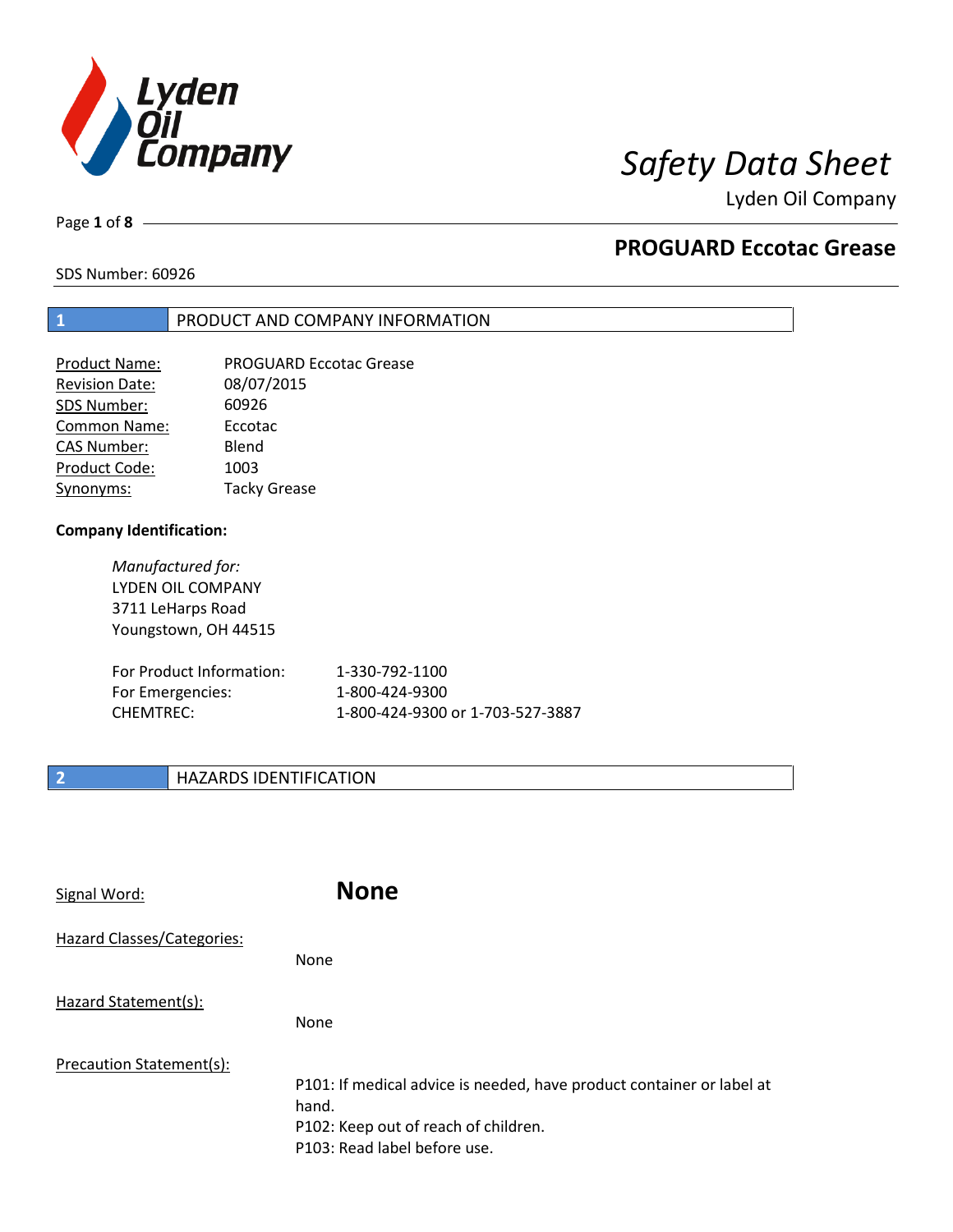# Safety Data Sheet

Lyden Oil Company

## PROGUARD Eccotac Grease

SDS Number: 60926

## 1 PRODUCT AND COMPANY INFORMATION

| | |
|---|---|
| Product Name: | PROGUARD Eccotac Grease |
| Revision Date: | 08/07/2015 |
| SDS Number: | 60926 |
| Common Name: | Eccotac |
| CAS Number: | Blend |
| Product Code: | 1003 |
| Synonyms: | Tacky Grease |

**Company Identification:**

*Manufactured for:*
LYDEN OIL COMPANY
3711 LeHarps Road
Youngstown, OH 44515

| | |
|---|---|
| For Product Information: | 1-330-792-1100 |
| For Emergencies: | 1-800-424-9300 |
| CHEMTREC: | 1-800-424-9300 or 1-703-527-3887 |

## 2 HAZARDS IDENTIFICATION

Signal Word: **None**

Hazard Classes/Categories:

None

Hazard Statement(s):

None

Precaution Statement(s):

P101: If medical advice is needed, have product container or label at hand.
P102: Keep out of reach of children.
P103: Read label before use.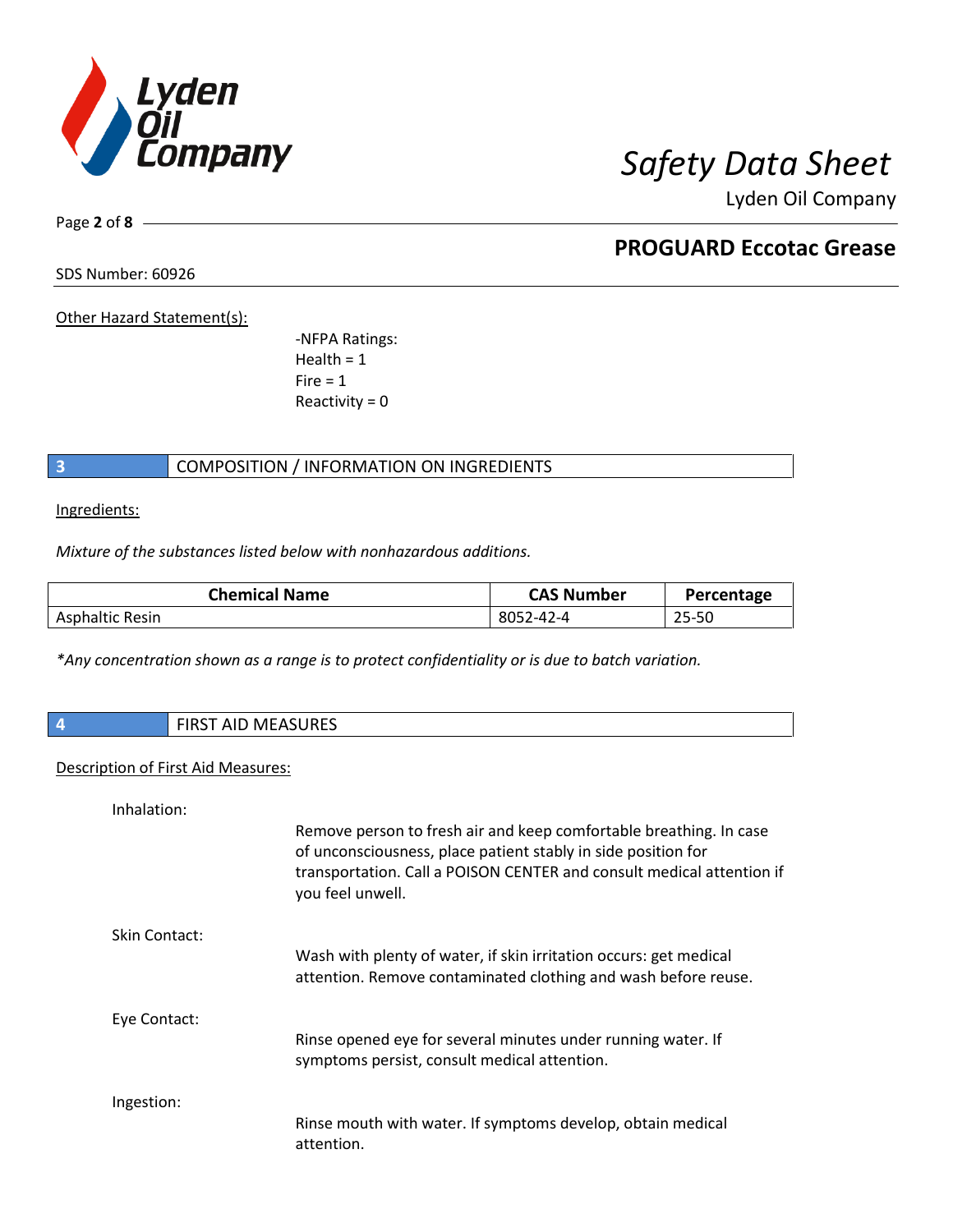Other Hazard Statement(s):

-NFPA Ratings:
Health = 1
Fire = 1
Reactivity = 0

## 3 COMPOSITION / INFORMATION ON INGREDIENTS

Ingredients:

*Mixture of the substances listed below with nonhazardous additions.*

| Chemical Name | CAS Number | Percentage |
|---|---|---|
| Asphaltic Resin | 8052-42-4 | 25-50 |

*\*Any concentration shown as a range is to protect confidentiality or is due to batch variation.*

## 4 FIRST AID MEASURES

Description of First Aid Measures:

Inhalation:
Remove person to fresh air and keep comfortable breathing. In case of unconsciousness, place patient stably in side position for transportation. Call a POISON CENTER and consult medical attention if you feel unwell.

Skin Contact:
Wash with plenty of water, if skin irritation occurs: get medical attention. Remove contaminated clothing and wash before reuse.

Eye Contact:
Rinse opened eye for several minutes under running water. If symptoms persist, consult medical attention.

Ingestion:
Rinse mouth with water. If symptoms develop, obtain medical attention.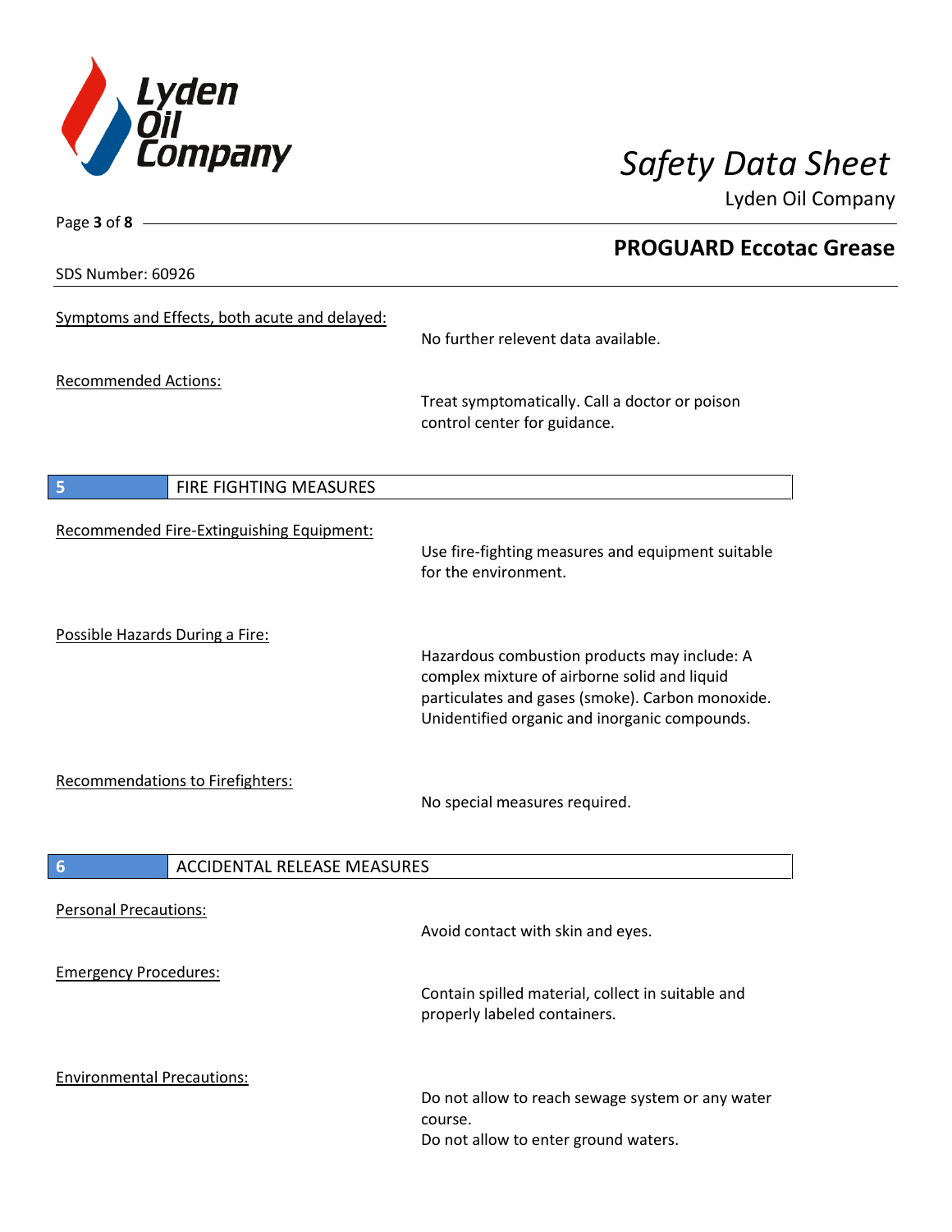Symptoms and Effects, both acute and delayed:

No further relevent data available.

Recommended Actions:

Treat symptomatically. Call a doctor or poison control center for guidance.

## 5 FIRE FIGHTING MEASURES

Recommended Fire-Extinguishing Equipment:

Use fire-fighting measures and equipment suitable for the environment.

Possible Hazards During a Fire:

Hazardous combustion products may include: A complex mixture of airborne solid and liquid particulates and gases (smoke). Carbon monoxide. Unidentified organic and inorganic compounds.

Recommendations to Firefighters:

No special measures required.

## 6 ACCIDENTAL RELEASE MEASURES

Personal Precautions:

Avoid contact with skin and eyes.

Emergency Procedures:

Contain spilled material, collect in suitable and properly labeled containers.

Environmental Precautions:

Do not allow to reach sewage system or any water course.
Do not allow to enter ground waters.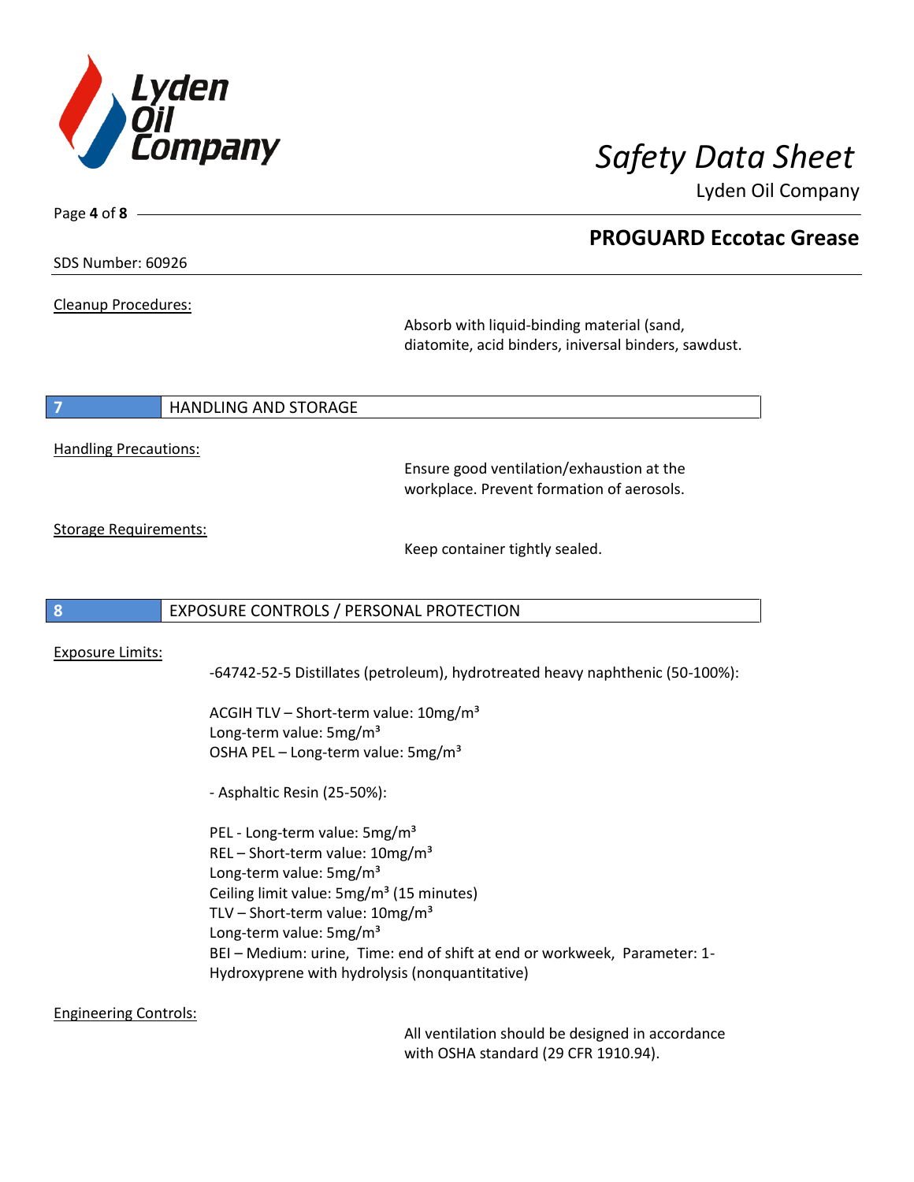## PROGUARD Eccotac Grease

SDS Number: 60926

Cleanup Procedures:

Absorb with liquid-binding material (sand, diatomite, acid binders, iniversal binders, sawdust.

## 7 HANDLING AND STORAGE

Handling Precautions:

Ensure good ventilation/exhaustion at the workplace. Prevent formation of aerosols.

Storage Requirements:

Keep container tightly sealed.

## 8 EXPOSURE CONTROLS / PERSONAL PROTECTION

Exposure Limits:

-64742-52-5 Distillates (petroleum), hydrotreated heavy naphthenic (50-100%):

ACGIH TLV – Short-term value: 10mg/m³
Long-term value: 5mg/m³
OSHA PEL – Long-term value: 5mg/m³

- Asphaltic Resin (25-50%):

PEL - Long-term value: 5mg/m³
REL – Short-term value: 10mg/m³
Long-term value: 5mg/m³
Ceiling limit value: 5mg/m³ (15 minutes)
TLV – Short-term value: 10mg/m³
Long-term value: 5mg/m³
BEI – Medium: urine, Time: end of shift at end or workweek, Parameter: 1-Hydroxyprene with hydrolysis (nonquantitative)

Engineering Controls:

All ventilation should be designed in accordance with OSHA standard (29 CFR 1910.94).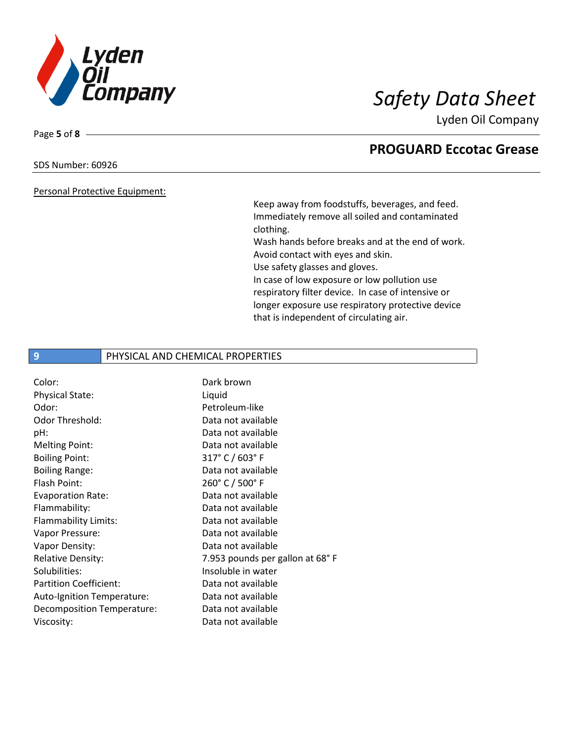Personal Protective Equipment:

Keep away from foodstuffs, beverages, and feed.
Immediately remove all soiled and contaminated clothing.
Wash hands before breaks and at the end of work.
Avoid contact with eyes and skin.
Use safety glasses and gloves.
In case of low exposure or low pollution use respiratory filter device. In case of intensive or longer exposure use respiratory protective device that is independent of circulating air.

## 9 PHYSICAL AND CHEMICAL PROPERTIES

| | |
|---|---|
| Color: | Dark brown |
| Physical State: | Liquid |
| Odor: | Petroleum-like |
| Odor Threshold: | Data not available |
| pH: | Data not available |
| Melting Point: | Data not available |
| Boiling Point: | 317° C / 603° F |
| Boiling Range: | Data not available |
| Flash Point: | 260° C / 500° F |
| Evaporation Rate: | Data not available |
| Flammability: | Data not available |
| Flammability Limits: | Data not available |
| Vapor Pressure: | Data not available |
| Vapor Density: | Data not available |
| Relative Density: | 7.953 pounds per gallon at 68° F |
| Solubilities: | Insoluble in water |
| Partition Coefficient: | Data not available |
| Auto-Ignition Temperature: | Data not available |
| Decomposition Temperature: | Data not available |
| Viscosity: | Data not available |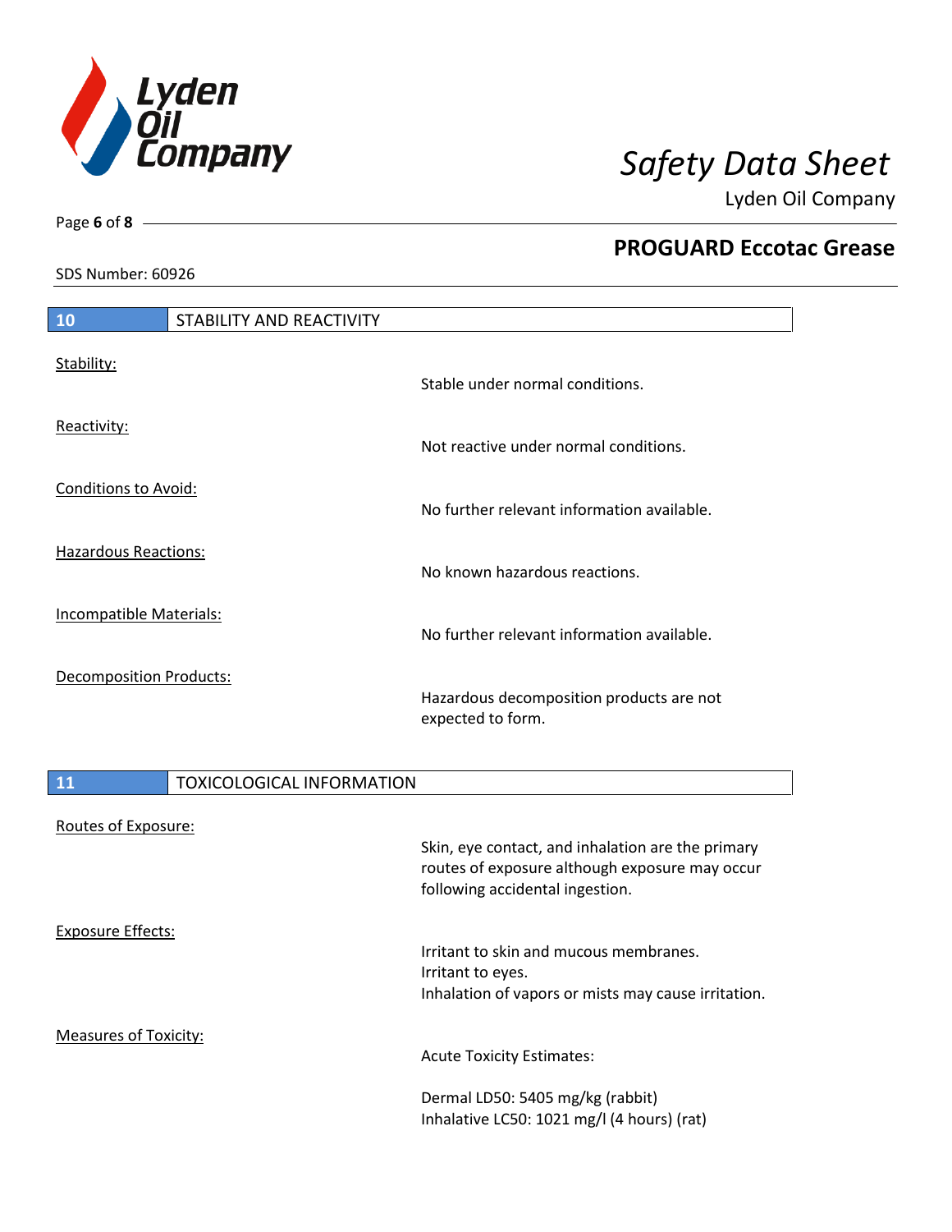## 10 STABILITY AND REACTIVITY

<u>Stability:</u>

Stable under normal conditions.

<u>Reactivity:</u>

Not reactive under normal conditions.

<u>Conditions to Avoid:</u>

No further relevant information available.

<u>Hazardous Reactions:</u>

No known hazardous reactions.

<u>Incompatible Materials:</u>

No further relevant information available.

<u>Decomposition Products:</u>

Hazardous decomposition products are not expected to form.

## 11 TOXICOLOGICAL INFORMATION

<u>Routes of Exposure:</u>

Skin, eye contact, and inhalation are the primary routes of exposure although exposure may occur following accidental ingestion.

<u>Exposure Effects:</u>

Irritant to skin and mucous membranes.
Irritant to eyes.
Inhalation of vapors or mists may cause irritation.

<u>Measures of Toxicity:</u>

Acute Toxicity Estimates:

Dermal LD50: 5405 mg/kg (rabbit)
Inhalative LC50: 1021 mg/l (4 hours) (rat)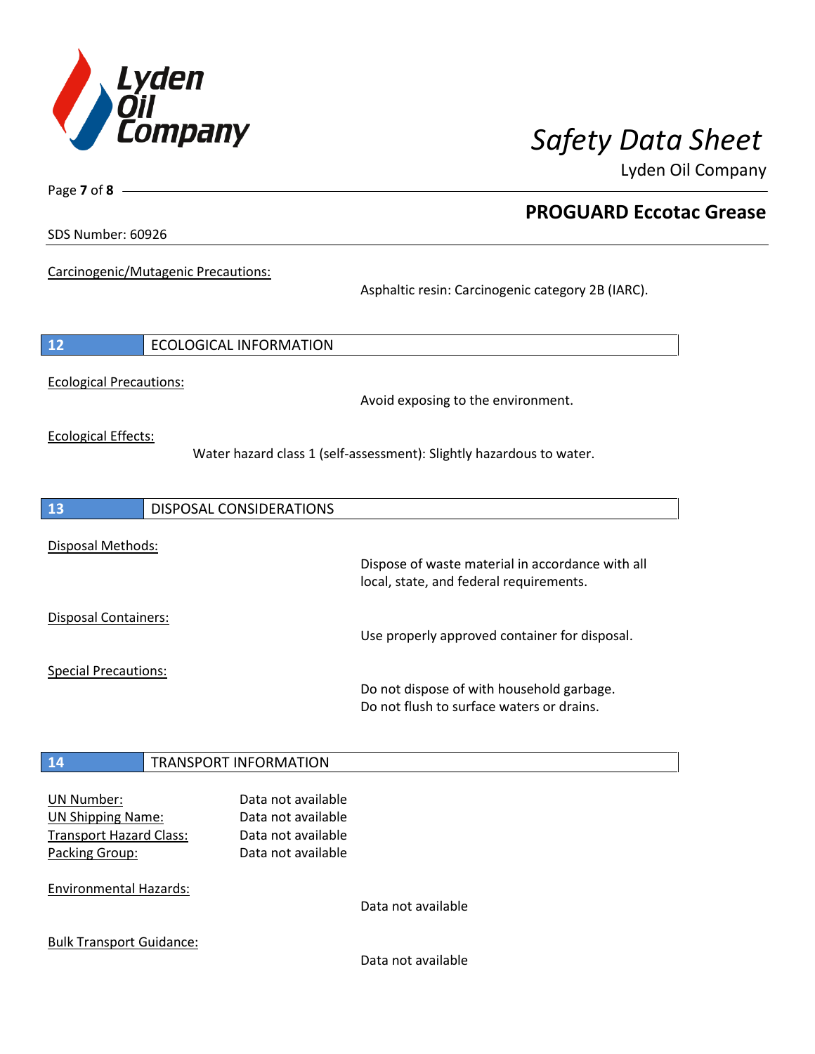Carcinogenic/Mutagenic Precautions:

Asphaltic resin: Carcinogenic category 2B (IARC).

## 12 ECOLOGICAL INFORMATION

Ecological Precautions:

Avoid exposing to the environment.

Ecological Effects:

Water hazard class 1 (self-assessment): Slightly hazardous to water.

## 13 DISPOSAL CONSIDERATIONS

Disposal Methods:

Dispose of waste material in accordance with all local, state, and federal requirements.

Disposal Containers:

Use properly approved container for disposal.

Special Precautions:

Do not dispose of with household garbage.
Do not flush to surface waters or drains.

## 14 TRANSPORT INFORMATION

UN Number: Data not available
UN Shipping Name: Data not available
Transport Hazard Class: Data not available
Packing Group: Data not available

Environmental Hazards:

Data not available

Bulk Transport Guidance:

Data not available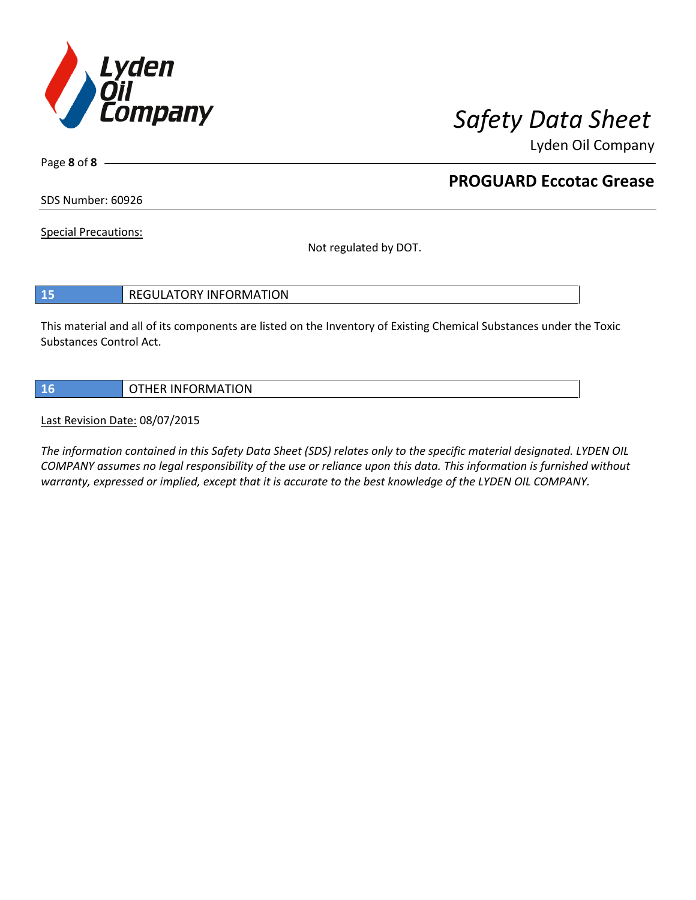Special Precautions:

Not regulated by DOT.

## 15 REGULATORY INFORMATION

This material and all of its components are listed on the Inventory of Existing Chemical Substances under the Toxic Substances Control Act.

## 16 OTHER INFORMATION

Last Revision Date: 08/07/2015

*The information contained in this Safety Data Sheet (SDS) relates only to the specific material designated. LYDEN OIL COMPANY assumes no legal responsibility of the use or reliance upon this data. This information is furnished without warranty, expressed or implied, except that it is accurate to the best knowledge of the LYDEN OIL COMPANY.*